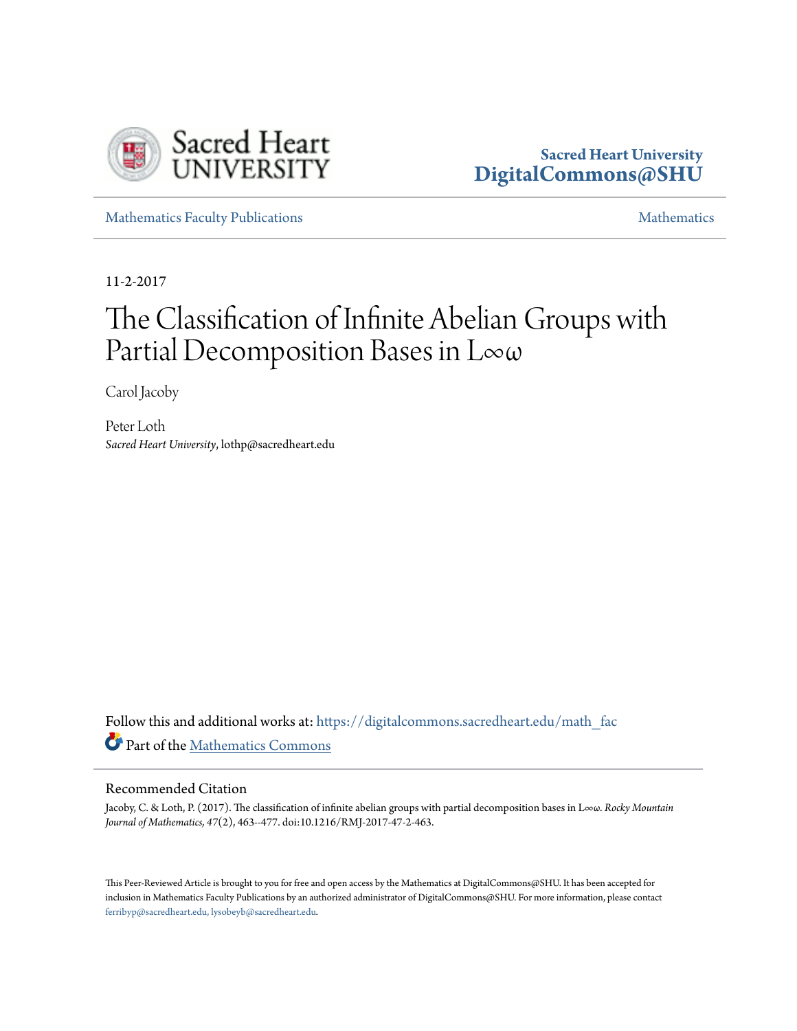Sacred Heart University
DigitalCommons@SHU

Mathematics Faculty Publications | Mathematics

11-2-2017

# The Classification of Infinite Abelian Groups with Partial Decomposition Bases in L∞ω

Carol Jacoby

Peter Loth
*Sacred Heart University*, lothp@sacredheart.edu

Follow this and additional works at: https://digitalcommons.sacredheart.edu/math_fac

Part of the Mathematics Commons

## Recommended Citation

Jacoby, C. & Loth, P. (2017). The classification of infinite abelian groups with partial decomposition bases in L∞ω. *Rocky Mountain Journal of Mathematics, 47*(2), 463--477. doi:10.1216/RMJ-2017-47-2-463.

This Peer-Reviewed Article is brought to you for free and open access by the Mathematics at DigitalCommons@SHU. It has been accepted for inclusion in Mathematics Faculty Publications by an authorized administrator of DigitalCommons@SHU. For more information, please contact ferribyp@sacredheart.edu, lysobeyb@sacredheart.edu.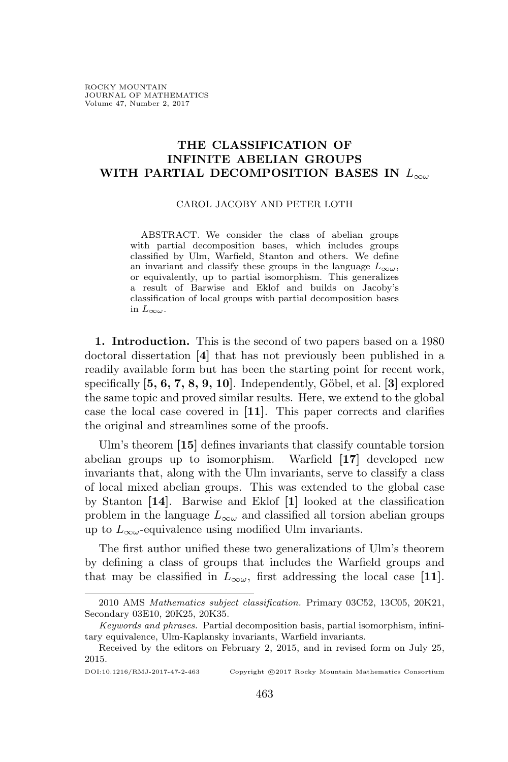# THE CLASSIFICATION OF INFINITE ABELIAN GROUPS WITH PARTIAL DECOMPOSITION BASES IN $L_{\infty\omega}$

CAROL JACOBY AND PETER LOTH

ABSTRACT. We consider the class of abelian groups with partial decomposition bases, which includes groups classified by Ulm, Warfield, Stanton and others. We define an invariant and classify these groups in the language $L_{\infty\omega}$, or equivalently, up to partial isomorphism. This generalizes a result of Barwise and Eklof and builds on Jacoby's classification of local groups with partial decomposition bases in $L_{\infty\omega}$.

**1. Introduction.** This is the second of two papers based on a 1980 doctoral dissertation [**4**] that has not previously been published in a readily available form but has been the starting point for recent work, specifically [**5, 6, 7, 8, 9, 10**]. Independently, Göbel, et al. [**3**] explored the same topic and proved similar results. Here, we extend to the global case the local case covered in [**11**]. This paper corrects and clarifies the original and streamlines some of the proofs.

Ulm's theorem [**15**] defines invariants that classify countable torsion abelian groups up to isomorphism. Warfield [**17**] developed new invariants that, along with the Ulm invariants, serve to classify a class of local mixed abelian groups. This was extended to the global case by Stanton [**14**]. Barwise and Eklof [**1**] looked at the classification problem in the language $L_{\infty\omega}$ and classified all torsion abelian groups up to $L_{\infty\omega}$-equivalence using modified Ulm invariants.

The first author unified these two generalizations of Ulm's theorem by defining a class of groups that includes the Warfield groups and that may be classified in $L_{\infty\omega}$, first addressing the local case [**11**].

2010 AMS *Mathematics subject classification.* Primary 03C52, 13C05, 20K21, Secondary 03E10, 20K25, 20K35.

*Keywords and phrases.* Partial decomposition basis, partial isomorphism, infinitary equivalence, Ulm-Kaplansky invariants, Warfield invariants.

Received by the editors on February 2, 2015, and in revised form on July 25, 2015.

DOI:10.1216/RMJ-2017-47-2-463 Copyright ©2017 Rocky Mountain Mathematics Consortium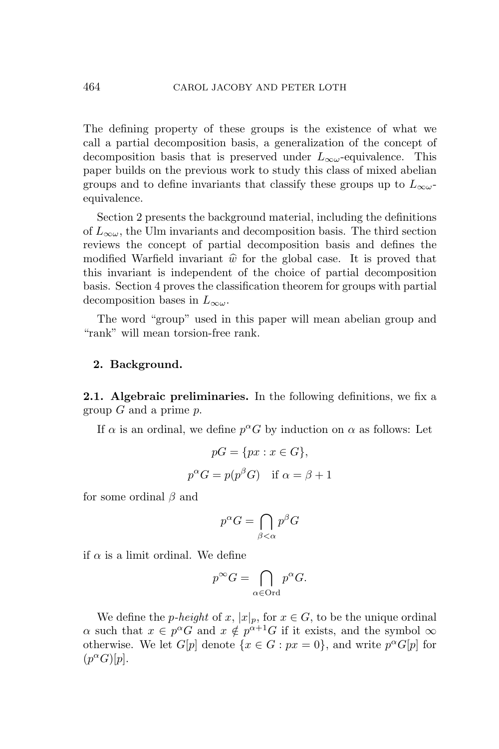The defining property of these groups is the existence of what we call a partial decomposition basis, a generalization of the concept of decomposition basis that is preserved under $L_{\infty\omega}$-equivalence. This paper builds on the previous work to study this class of mixed abelian groups and to define invariants that classify these groups up to $L_{\infty\omega}$-equivalence.

Section 2 presents the background material, including the definitions of $L_{\infty\omega}$, the Ulm invariants and decomposition basis. The third section reviews the concept of partial decomposition basis and defines the modified Warfield invariant $\widehat{w}$ for the global case. It is proved that this invariant is independent of the choice of partial decomposition basis. Section 4 proves the classification theorem for groups with partial decomposition bases in $L_{\infty\omega}$.

The word "group" used in this paper will mean abelian group and "rank" will mean torsion-free rank.

## 2. Background.

**2.1. Algebraic preliminaries.** In the following definitions, we fix a group $G$ and a prime $p$.

If $\alpha$ is an ordinal, we define $p^\alpha G$ by induction on $\alpha$ as follows: Let

$$pG = \{px : x \in G\},$$

$$p^\alpha G = p(p^\beta G) \quad \text{if } \alpha = \beta + 1$$

for some ordinal $\beta$ and

$$p^\alpha G = \bigcap_{\beta < \alpha} p^\beta G$$

if $\alpha$ is a limit ordinal. We define

$$p^\infty G = \bigcap_{\alpha \in \mathrm{Ord}} p^\alpha G.$$

We define the *p-height* of $x$, $|x|_p$, for $x \in G$, to be the unique ordinal $\alpha$ such that $x \in p^\alpha G$ and $x \notin p^{\alpha+1} G$ if it exists, and the symbol $\infty$ otherwise. We let $G[p]$ denote $\{x \in G : px = 0\}$, and write $p^\alpha G[p]$ for $(p^\alpha G)[p]$.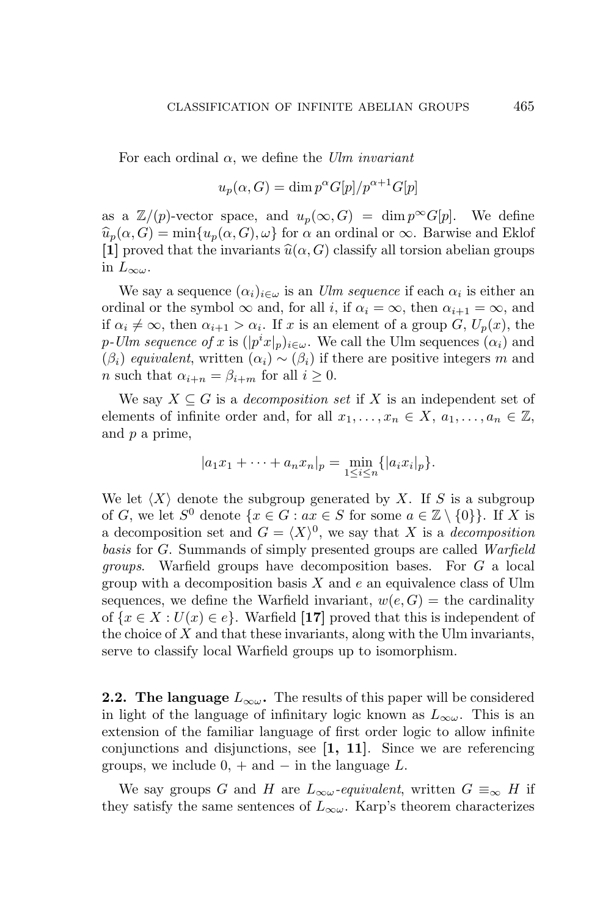For each ordinal $\alpha$, we define the *Ulm invariant*

$$u_p(\alpha, G) = \dim p^\alpha G[p]/p^{\alpha+1}G[p]$$

as a $\mathbb{Z}/(p)$-vector space, and $u_p(\infty, G) = \dim p^\infty G[p]$. We define $\widehat{u}_p(\alpha, G) = \min\{u_p(\alpha, G), \omega\}$ for $\alpha$ an ordinal or $\infty$. Barwise and Eklof **[1]** proved that the invariants $\widehat{u}(\alpha, G)$ classify all torsion abelian groups in $L_{\infty\omega}$.

We say a sequence $(\alpha_i)_{i\in\omega}$ is an *Ulm sequence* if each $\alpha_i$ is either an ordinal or the symbol $\infty$ and, for all $i$, if $\alpha_i = \infty$, then $\alpha_{i+1} = \infty$, and if $\alpha_i \neq \infty$, then $\alpha_{i+1} > \alpha_i$. If $x$ is an element of a group $G$, $U_p(x)$, the *$p$-Ulm sequence of $x$* is $(|p^i x|_p)_{i\in\omega}$. We call the Ulm sequences $(\alpha_i)$ and $(\beta_i)$ *equivalent*, written $(\alpha_i) \sim (\beta_i)$ if there are positive integers $m$ and $n$ such that $\alpha_{i+n} = \beta_{i+m}$ for all $i \geq 0$.

We say $X \subseteq G$ is a *decomposition set* if $X$ is an independent set of elements of infinite order and, for all $x_1, \ldots, x_n \in X$, $a_1, \ldots, a_n \in \mathbb{Z}$, and $p$ a prime,

$$|a_1 x_1 + \cdots + a_n x_n|_p = \min_{1\leq i\leq n}\{|a_i x_i|_p\}.$$

We let $\langle X\rangle$ denote the subgroup generated by $X$. If $S$ is a subgroup of $G$, we let $S^0$ denote $\{x \in G : ax \in S \text{ for some } a \in \mathbb{Z}\setminus\{0\}\}$. If $X$ is a decomposition set and $G = \langle X\rangle^0$, we say that $X$ is a *decomposition basis* for $G$. Summands of simply presented groups are called *Warfield groups*. Warfield groups have decomposition bases. For $G$ a local group with a decomposition basis $X$ and $e$ an equivalence class of Ulm sequences, we define the Warfield invariant, $w(e, G) =$ the cardinality of $\{x \in X : U(x) \in e\}$. Warfield **[17]** proved that this is independent of the choice of $X$ and that these invariants, along with the Ulm invariants, serve to classify local Warfield groups up to isomorphism.

### 2.2. The language $L_{\infty\omega}$.

The results of this paper will be considered in light of the language of infinitary logic known as $L_{\infty\omega}$. This is an extension of the familiar language of first order logic to allow infinite conjunctions and disjunctions, see **[1, 11]**. Since we are referencing groups, we include $0$, $+$ and $-$ in the language $L$.

We say groups $G$ and $H$ are *$L_{\infty\omega}$-equivalent*, written $G \equiv_\infty H$ if they satisfy the same sentences of $L_{\infty\omega}$. Karp's theorem characterizes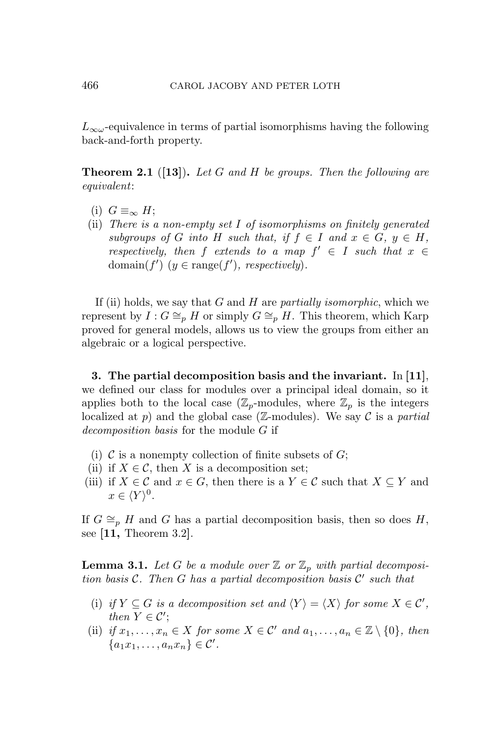$L_{\infty\omega}$-equivalence in terms of partial isomorphisms having the following back-and-forth property.

**Theorem 2.1** ([**13**]). *Let $G$ and $H$ be groups. Then the following are equivalent*:

(i) $G \equiv_\infty H$;

(ii) *There is a non-empty set $I$ of isomorphisms on finitely generated subgroups of $G$ into $H$ such that, if $f \in I$ and $x \in G$, $y \in H$, respectively, then $f$ extends to a map $f' \in I$ such that $x \in \operatorname{domain}(f')$ ($y \in \operatorname{range}(f')$, respectively).*

If (ii) holds, we say that $G$ and $H$ are *partially isomorphic*, which we represent by $I : G \cong_p H$ or simply $G \cong_p H$. This theorem, which Karp proved for general models, allows us to view the groups from either an algebraic or a logical perspective.

**3. The partial decomposition basis and the invariant.** In [**11**], we defined our class for modules over a principal ideal domain, so it applies both to the local case ($\mathbb{Z}_p$-modules, where $\mathbb{Z}_p$ is the integers localized at $p$) and the global case ($\mathbb{Z}$-modules). We say $\mathcal{C}$ is a *partial decomposition basis* for the module $G$ if

(i) $\mathcal{C}$ is a nonempty collection of finite subsets of $G$;

(ii) if $X \in \mathcal{C}$, then $X$ is a decomposition set;

(iii) if $X \in \mathcal{C}$ and $x \in G$, then there is a $Y \in \mathcal{C}$ such that $X \subseteq Y$ and $x \in \langle Y \rangle^0$.

If $G \cong_p H$ and $G$ has a partial decomposition basis, then so does $H$, see [**11,** Theorem 3.2].

**Lemma 3.1.** *Let $G$ be a module over $\mathbb{Z}$ or $\mathbb{Z}_p$ with partial decomposition basis $\mathcal{C}$. Then $G$ has a partial decomposition basis $\mathcal{C}'$ such that*

(i) *if $Y \subseteq G$ is a decomposition set and $\langle Y \rangle = \langle X \rangle$ for some $X \in \mathcal{C}'$, then $Y \in \mathcal{C}'$;*

(ii) *if $x_1, \ldots, x_n \in X$ for some $X \in \mathcal{C}'$ and $a_1, \ldots, a_n \in \mathbb{Z} \setminus \{0\}$, then $\{a_1x_1, \ldots, a_nx_n\} \in \mathcal{C}'$.*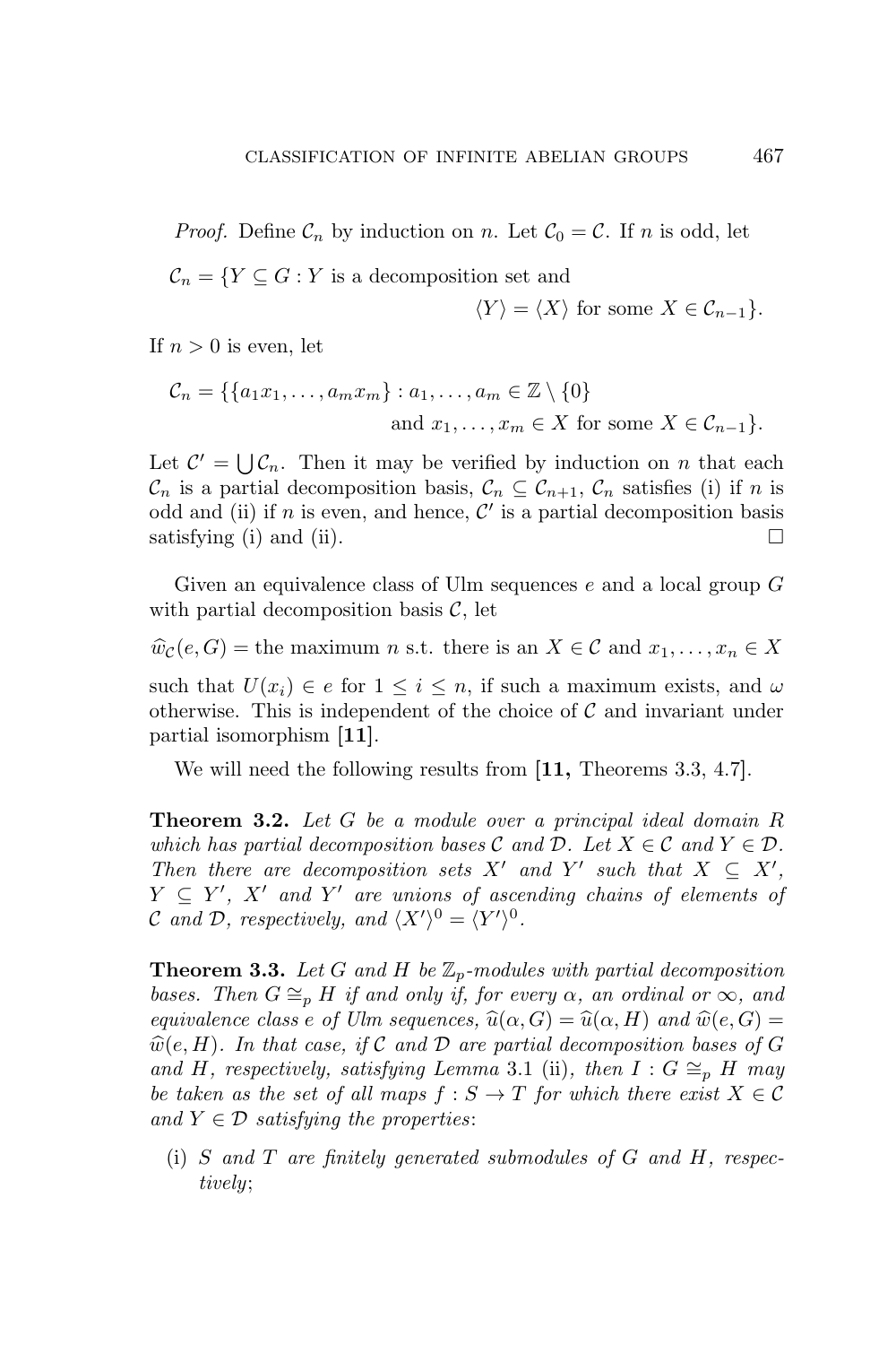*Proof.* Define $\mathcal{C}_n$ by induction on $n$. Let $\mathcal{C}_0 = \mathcal{C}$. If $n$ is odd, let

$$\mathcal{C}_n = \{Y \subseteq G : Y \text{ is a decomposition set and } \langle Y \rangle = \langle X \rangle \text{ for some } X \in \mathcal{C}_{n-1}\}.$$

If $n > 0$ is even, let

$$\mathcal{C}_n = \{\{a_1 x_1, \ldots, a_m x_m\} : a_1, \ldots, a_m \in \mathbb{Z} \setminus \{0\} \text{ and } x_1, \ldots, x_m \in X \text{ for some } X \in \mathcal{C}_{n-1}\}.$$

Let $\mathcal{C}' = \bigcup \mathcal{C}_n$. Then it may be verified by induction on $n$ that each $\mathcal{C}_n$ is a partial decomposition basis, $\mathcal{C}_n \subseteq \mathcal{C}_{n+1}$, $\mathcal{C}_n$ satisfies (i) if $n$ is odd and (ii) if $n$ is even, and hence, $\mathcal{C}'$ is a partial decomposition basis satisfying (i) and (ii). $\square$

Given an equivalence class of Ulm sequences $e$ and a local group $G$ with partial decomposition basis $\mathcal{C}$, let

$$\widehat{w}_{\mathcal{C}}(e, G) = \text{the maximum } n \text{ s.t. there is an } X \in \mathcal{C} \text{ and } x_1, \ldots, x_n \in X$$

such that $U(x_i) \in e$ for $1 \leq i \leq n$, if such a maximum exists, and $\omega$ otherwise. This is independent of the choice of $\mathcal{C}$ and invariant under partial isomorphism **[11]**.

We will need the following results from **[11,** Theorems 3.3, 4.7**]**.

**Theorem 3.2.** *Let $G$ be a module over a principal ideal domain $R$ which has partial decomposition bases $\mathcal{C}$ and $\mathcal{D}$. Let $X \in \mathcal{C}$ and $Y \in \mathcal{D}$. Then there are decomposition sets $X'$ and $Y'$ such that $X \subseteq X'$, $Y \subseteq Y'$, $X'$ and $Y'$ are unions of ascending chains of elements of $\mathcal{C}$ and $\mathcal{D}$, respectively, and $\langle X' \rangle^0 = \langle Y' \rangle^0$.*

**Theorem 3.3.** *Let $G$ and $H$ be $\mathbb{Z}_p$-modules with partial decomposition bases. Then $G \cong_p H$ if and only if, for every $\alpha$, an ordinal or $\infty$, and equivalence class $e$ of Ulm sequences, $\widehat{u}(\alpha, G) = \widehat{u}(\alpha, H)$ and $\widehat{w}(e, G) = \widehat{w}(e, H)$. In that case, if $\mathcal{C}$ and $\mathcal{D}$ are partial decomposition bases of $G$ and $H$, respectively, satisfying Lemma* 3.1 (ii)*, then $I : G \cong_p H$ may be taken as the set of all maps $f : S \to T$ for which there exist $X \in \mathcal{C}$ and $Y \in \mathcal{D}$ satisfying the properties*:

(i) *$S$ and $T$ are finitely generated submodules of $G$ and $H$, respectively*;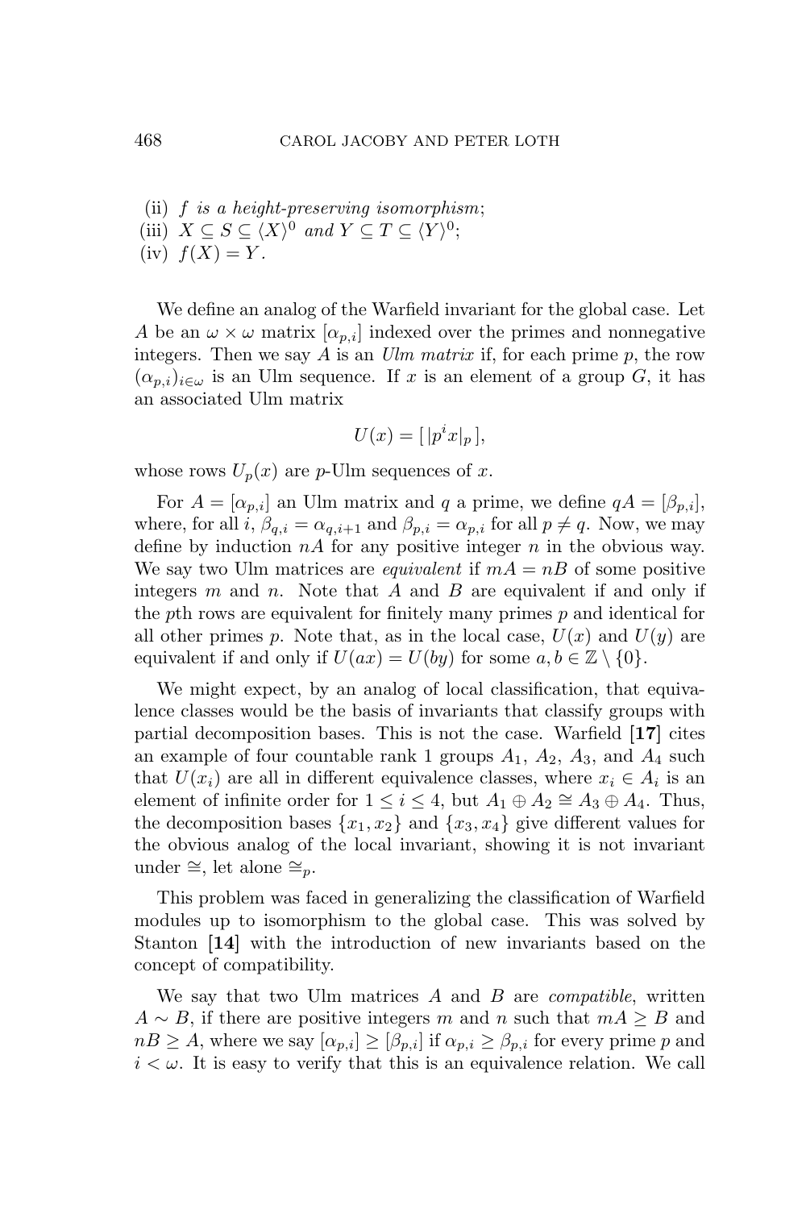(ii) *$f$ is a height-preserving isomorphism*;
(iii) $X \subseteq S \subseteq \langle X \rangle^0$ *and* $Y \subseteq T \subseteq \langle Y \rangle^0$;
(iv) $f(X) = Y$.

We define an analog of the Warfield invariant for the global case. Let $A$ be an $\omega \times \omega$ matrix $[\alpha_{p,i}]$ indexed over the primes and nonnegative integers. Then we say $A$ is an *Ulm matrix* if, for each prime $p$, the row $(\alpha_{p,i})_{i \in \omega}$ is an Ulm sequence. If $x$ is an element of a group $G$, it has an associated Ulm matrix

$$U(x) = [\, |p^i x|_p \,],$$

whose rows $U_p(x)$ are $p$-Ulm sequences of $x$.

For $A = [\alpha_{p,i}]$ an Ulm matrix and $q$ a prime, we define $qA = [\beta_{p,i}]$, where, for all $i$, $\beta_{q,i} = \alpha_{q,i+1}$ and $\beta_{p,i} = \alpha_{p,i}$ for all $p \neq q$. Now, we may define by induction $nA$ for any positive integer $n$ in the obvious way. We say two Ulm matrices are *equivalent* if $mA = nB$ of some positive integers $m$ and $n$. Note that $A$ and $B$ are equivalent if and only if the $p$th rows are equivalent for finitely many primes $p$ and identical for all other primes $p$. Note that, as in the local case, $U(x)$ and $U(y)$ are equivalent if and only if $U(ax) = U(by)$ for some $a, b \in \mathbb{Z} \setminus \{0\}$.

We might expect, by an analog of local classification, that equivalence classes would be the basis of invariants that classify groups with partial decomposition bases. This is not the case. Warfield **[17]** cites an example of four countable rank 1 groups $A_1$, $A_2$, $A_3$, and $A_4$ such that $U(x_i)$ are all in different equivalence classes, where $x_i \in A_i$ is an element of infinite order for $1 \leq i \leq 4$, but $A_1 \oplus A_2 \cong A_3 \oplus A_4$. Thus, the decomposition bases $\{x_1, x_2\}$ and $\{x_3, x_4\}$ give different values for the obvious analog of the local invariant, showing it is not invariant under $\cong$, let alone $\cong_p$.

This problem was faced in generalizing the classification of Warfield modules up to isomorphism to the global case. This was solved by Stanton **[14]** with the introduction of new invariants based on the concept of compatibility.

We say that two Ulm matrices $A$ and $B$ are *compatible*, written $A \sim B$, if there are positive integers $m$ and $n$ such that $mA \geq B$ and $nB \geq A$, where we say $[\alpha_{p,i}] \geq [\beta_{p,i}]$ if $\alpha_{p,i} \geq \beta_{p,i}$ for every prime $p$ and $i < \omega$. It is easy to verify that this is an equivalence relation. We call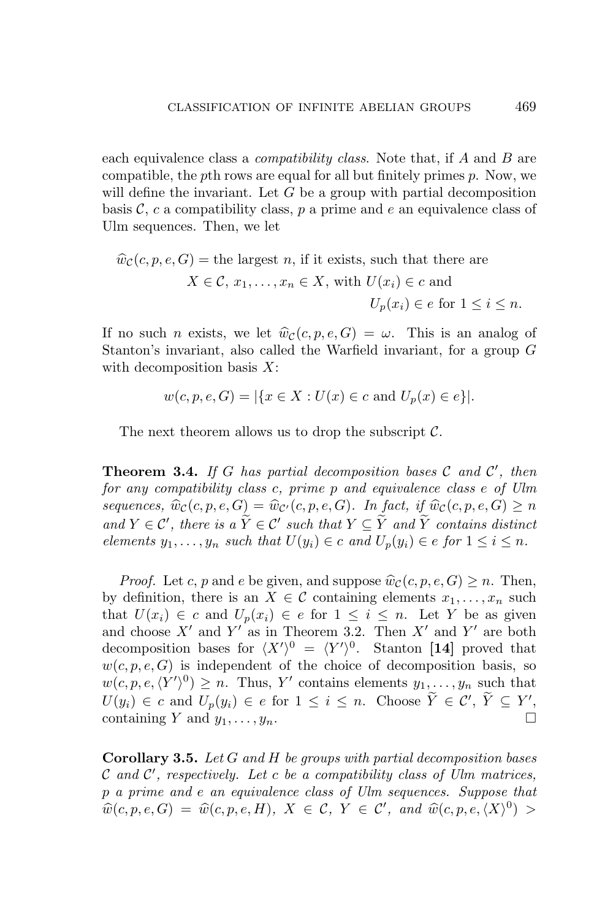each equivalence class a *compatibility class*. Note that, if $A$ and $B$ are compatible, the $p$th rows are equal for all but finitely primes $p$. Now, we will define the invariant. Let $G$ be a group with partial decomposition basis $\mathcal{C}$, $c$ a compatibility class, $p$ a prime and $e$ an equivalence class of Ulm sequences. Then, we let

$$\widehat{w}_{\mathcal{C}}(c,p,e,G) = \text{the largest } n, \text{ if it exists, such that there are } X \in \mathcal{C},\ x_1,\ldots,x_n \in X, \text{ with } U(x_i) \in c \text{ and } U_p(x_i) \in e \text{ for } 1 \le i \le n.$$

If no such $n$ exists, we let $\widehat{w}_{\mathcal{C}}(c,p,e,G) = \omega$. This is an analog of Stanton's invariant, also called the Warfield invariant, for a group $G$ with decomposition basis $X$:

$$w(c,p,e,G) = |\{x \in X : U(x) \in c \text{ and } U_p(x) \in e\}|.$$

The next theorem allows us to drop the subscript $\mathcal{C}$.

**Theorem 3.4.** *If $G$ has partial decomposition bases $\mathcal{C}$ and $\mathcal{C}'$, then for any compatibility class $c$, prime $p$ and equivalence class $e$ of Ulm sequences, $\widehat{w}_{\mathcal{C}}(c,p,e,G) = \widehat{w}_{\mathcal{C}'}(c,p,e,G)$. In fact, if $\widehat{w}_{\mathcal{C}}(c,p,e,G) \ge n$ and $Y \in \mathcal{C}'$, there is a $\widetilde{Y} \in \mathcal{C}'$ such that $Y \subseteq \widetilde{Y}$ and $\widetilde{Y}$ contains distinct elements $y_1,\ldots,y_n$ such that $U(y_i) \in c$ and $U_p(y_i) \in e$ for $1 \le i \le n$.*

*Proof.* Let $c$, $p$ and $e$ be given, and suppose $\widehat{w}_{\mathcal{C}}(c,p,e,G) \ge n$. Then, by definition, there is an $X \in \mathcal{C}$ containing elements $x_1,\ldots,x_n$ such that $U(x_i) \in c$ and $U_p(x_i) \in e$ for $1 \le i \le n$. Let $Y$ be as given and choose $X'$ and $Y'$ as in Theorem 3.2. Then $X'$ and $Y'$ are both decomposition bases for $\langle X' \rangle^0 = \langle Y' \rangle^0$. Stanton **[14]** proved that $w(c,p,e,G)$ is independent of the choice of decomposition basis, so $w(c,p,e,\langle Y' \rangle^0) \ge n$. Thus, $Y'$ contains elements $y_1,\ldots,y_n$ such that $U(y_i) \in c$ and $U_p(y_i) \in e$ for $1 \le i \le n$. Choose $\widetilde{Y} \in \mathcal{C}'$, $\widetilde{Y} \subseteq Y'$, containing $Y$ and $y_1,\ldots,y_n$. $\square$

**Corollary 3.5.** *Let $G$ and $H$ be groups with partial decomposition bases $\mathcal{C}$ and $\mathcal{C}'$, respectively. Let $c$ be a compatibility class of Ulm matrices, $p$ a prime and $e$ an equivalence class of Ulm sequences. Suppose that $\widehat{w}(c,p,e,G) = \widehat{w}(c,p,e,H)$, $X \in \mathcal{C}$, $Y \in \mathcal{C}'$, and $\widehat{w}(c,p,e,\langle X \rangle^0) >$*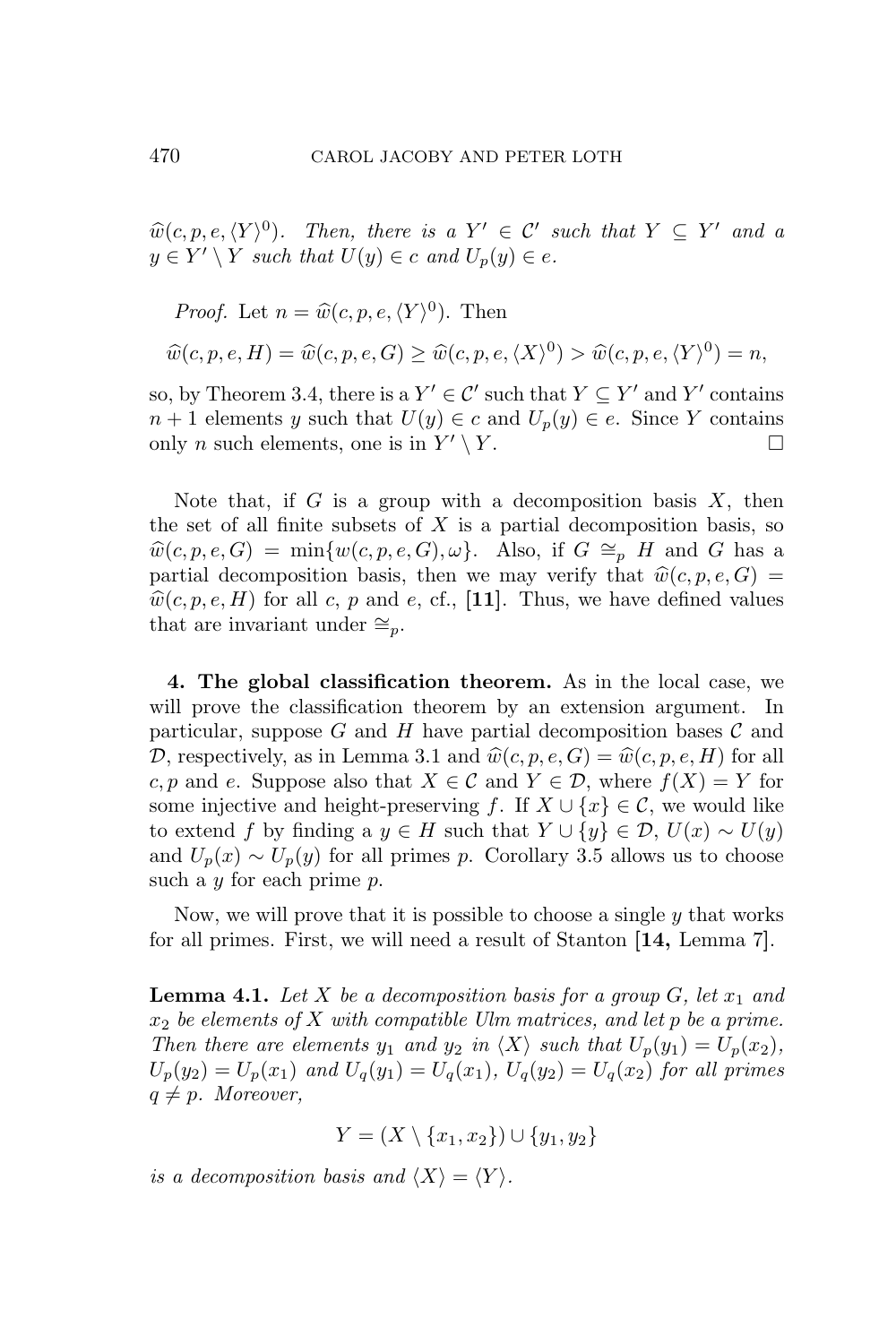*$\widehat{w}(c, p, e, \langle Y \rangle^0)$. Then, there is a $Y' \in \mathcal{C}'$ such that $Y \subseteq Y'$ and a $y \in Y' \setminus Y$ such that $U(y) \in c$ and $U_p(y) \in e$.*

*Proof.* Let $n = \widehat{w}(c, p, e, \langle Y \rangle^0)$. Then

$$\widehat{w}(c, p, e, H) = \widehat{w}(c, p, e, G) \geq \widehat{w}(c, p, e, \langle X \rangle^0) > \widehat{w}(c, p, e, \langle Y \rangle^0) = n,$$

so, by Theorem 3.4, there is a $Y' \in \mathcal{C}'$ such that $Y \subseteq Y'$ and $Y'$ contains $n + 1$ elements $y$ such that $U(y) \in c$ and $U_p(y) \in e$. Since $Y$ contains only $n$ such elements, one is in $Y' \setminus Y$. $\square$

Note that, if $G$ is a group with a decomposition basis $X$, then the set of all finite subsets of $X$ is a partial decomposition basis, so $\widehat{w}(c, p, e, G) = \min\{w(c, p, e, G), \omega\}$. Also, if $G \cong_p H$ and $G$ has a partial decomposition basis, then we may verify that $\widehat{w}(c, p, e, G) = \widehat{w}(c, p, e, H)$ for all $c$, $p$ and $e$, cf., **[11]**. Thus, we have defined values that are invariant under $\cong_p$.

**4. The global classification theorem.** As in the local case, we will prove the classification theorem by an extension argument. In particular, suppose $G$ and $H$ have partial decomposition bases $\mathcal{C}$ and $\mathcal{D}$, respectively, as in Lemma 3.1 and $\widehat{w}(c, p, e, G) = \widehat{w}(c, p, e, H)$ for all $c, p$ and $e$. Suppose also that $X \in \mathcal{C}$ and $Y \in \mathcal{D}$, where $f(X) = Y$ for some injective and height-preserving $f$. If $X \cup \{x\} \in \mathcal{C}$, we would like to extend $f$ by finding a $y \in H$ such that $Y \cup \{y\} \in \mathcal{D}$, $U(x) \sim U(y)$ and $U_p(x) \sim U_p(y)$ for all primes $p$. Corollary 3.5 allows us to choose such a $y$ for each prime $p$.

Now, we will prove that it is possible to choose a single $y$ that works for all primes. First, we will need a result of Stanton **[14, Lemma 7]**.

**Lemma 4.1.** *Let $X$ be a decomposition basis for a group $G$, let $x_1$ and $x_2$ be elements of $X$ with compatible Ulm matrices, and let $p$ be a prime. Then there are elements $y_1$ and $y_2$ in $\langle X \rangle$ such that $U_p(y_1) = U_p(x_2)$, $U_p(y_2) = U_p(x_1)$ and $U_q(y_1) = U_q(x_1)$, $U_q(y_2) = U_q(x_2)$ for all primes $q \neq p$. Moreover,*

$$Y = (X \setminus \{x_1, x_2\}) \cup \{y_1, y_2\}$$

*is a decomposition basis and $\langle X \rangle = \langle Y \rangle$.*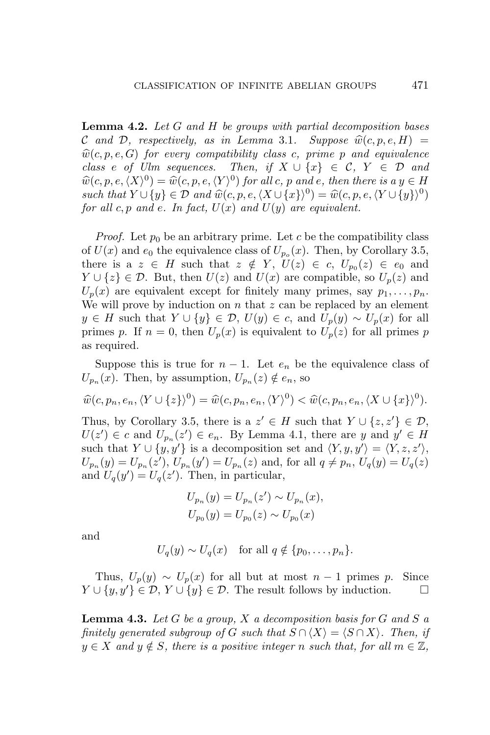**Lemma 4.2.** *Let $G$ and $H$ be groups with partial decomposition bases $\mathcal{C}$ and $\mathcal{D}$, respectively, as in Lemma* 3.1. *Suppose $\widehat{w}(c,p,e,H) = \widehat{w}(c,p,e,G)$ for every compatibility class $c$, prime $p$ and equivalence class $e$ of Ulm sequences. Then, if $X \cup \{x\} \in \mathcal{C}$, $Y \in \mathcal{D}$ and $\widehat{w}(c,p,e,\langle X\rangle^0) = \widehat{w}(c,p,e,\langle Y\rangle^0)$ for all $c$, $p$ and $e$, then there is a $y \in H$ such that $Y \cup \{y\} \in \mathcal{D}$ and $\widehat{w}(c,p,e,\langle X\cup\{x\}\rangle^0) = \widehat{w}(c,p,e,\langle Y \cup \{y\}\rangle^0)$ for all $c,p$ and $e$. In fact, $U(x)$ and $U(y)$ are equivalent.*

*Proof.* Let $p_0$ be an arbitrary prime. Let $c$ be the compatibility class of $U(x)$ and $e_0$ the equivalence class of $U_{p_o}(x)$. Then, by Corollary 3.5, there is a $z \in H$ such that $z \notin Y$, $U(z) \in c$, $U_{p_0}(z) \in e_0$ and $Y \cup \{z\} \in \mathcal{D}$. But, then $U(z)$ and $U(x)$ are compatible, so $U_p(z)$ and $U_p(x)$ are equivalent except for finitely many primes, say $p_1,\ldots,p_n$. We will prove by induction on $n$ that $z$ can be replaced by an element $y \in H$ such that $Y \cup \{y\} \in \mathcal{D}$, $U(y) \in c$, and $U_p(y) \sim U_p(x)$ for all primes $p$. If $n = 0$, then $U_p(x)$ is equivalent to $U_p(z)$ for all primes $p$ as required.

Suppose this is true for $n-1$. Let $e_n$ be the equivalence class of $U_{p_n}(x)$. Then, by assumption, $U_{p_n}(z) \notin e_n$, so

$$\widehat{w}(c,p_n,e_n,\langle Y\cup\{z\}\rangle^0) = \widehat{w}(c,p_n,e_n,\langle Y\rangle^0) < \widehat{w}(c,p_n,e_n,\langle X\cup\{x\}\rangle^0).$$

Thus, by Corollary 3.5, there is a $z' \in H$ such that $Y \cup \{z,z'\} \in \mathcal{D}$, $U(z') \in c$ and $U_{p_n}(z') \in e_n$. By Lemma 4.1, there are $y$ and $y' \in H$ such that $Y \cup \{y,y'\}$ is a decomposition set and $\langle Y,y,y'\rangle = \langle Y,z,z'\rangle$, $U_{p_n}(y) = U_{p_n}(z')$, $U_{p_n}(y') = U_{p_n}(z)$ and, for all $q \neq p_n$, $U_q(y) = U_q(z)$ and $U_q(y') = U_q(z')$. Then, in particular,

$$U_{p_n}(y) = U_{p_n}(z') \sim U_{p_n}(x),$$
$$U_{p_0}(y) = U_{p_0}(z) \sim U_{p_0}(x)$$

and

$$U_q(y) \sim U_q(x) \quad \text{for all } q \notin \{p_0,\ldots,p_n\}.$$

Thus, $U_p(y) \sim U_p(x)$ for all but at most $n-1$ primes $p$. Since $Y \cup \{y,y'\} \in \mathcal{D}$, $Y \cup \{y\} \in \mathcal{D}$. The result follows by induction. $\square$

**Lemma 4.3.** *Let $G$ be a group, $X$ a decomposition basis for $G$ and $S$ a finitely generated subgroup of $G$ such that $S \cap \langle X\rangle = \langle S \cap X\rangle$. Then, if $y \in X$ and $y \notin S$, there is a positive integer $n$ such that, for all $m \in \mathbb{Z}$,*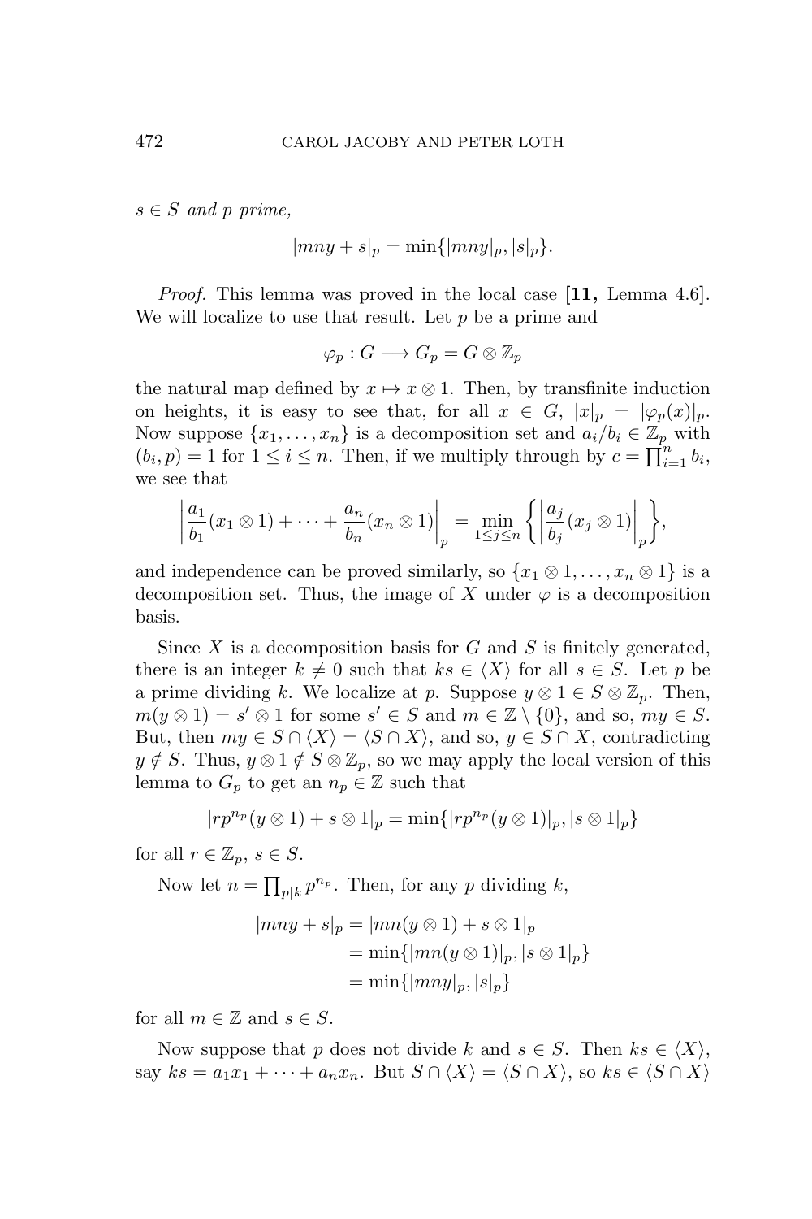$s \in S$ *and* $p$ *prime,*

$$|mny + s|_p = \min\{|mny|_p, |s|_p\}.$$

*Proof.* This lemma was proved in the local case **[11,** Lemma 4.6]. We will localize to use that result. Let $p$ be a prime and

$$\varphi_p : G \longrightarrow G_p = G \otimes \mathbb{Z}_p$$

the natural map defined by $x \mapsto x \otimes 1$. Then, by transfinite induction on heights, it is easy to see that, for all $x \in G$, $|x|_p = |\varphi_p(x)|_p$. Now suppose $\{x_1, \ldots, x_n\}$ is a decomposition set and $a_i/b_i \in \mathbb{Z}_p$ with $(b_i, p) = 1$ for $1 \leq i \leq n$. Then, if we multiply through by $c = \prod_{i=1}^n b_i$, we see that

$$\left| \frac{a_1}{b_1}(x_1 \otimes 1) + \cdots + \frac{a_n}{b_n}(x_n \otimes 1) \right|_p = \min_{1 \leq j \leq n} \left\{ \left| \frac{a_j}{b_j}(x_j \otimes 1) \right|_p \right\},$$

and independence can be proved similarly, so $\{x_1 \otimes 1, \ldots, x_n \otimes 1\}$ is a decomposition set. Thus, the image of $X$ under $\varphi$ is a decomposition basis.

Since $X$ is a decomposition basis for $G$ and $S$ is finitely generated, there is an integer $k \neq 0$ such that $ks \in \langle X \rangle$ for all $s \in S$. Let $p$ be a prime dividing $k$. We localize at $p$. Suppose $y \otimes 1 \in S \otimes \mathbb{Z}_p$. Then, $m(y \otimes 1) = s' \otimes 1$ for some $s' \in S$ and $m \in \mathbb{Z} \setminus \{0\}$, and so, $my \in S$. But, then $my \in S \cap \langle X \rangle = \langle S \cap X \rangle$, and so, $y \in S \cap X$, contradicting $y \notin S$. Thus, $y \otimes 1 \notin S \otimes \mathbb{Z}_p$, so we may apply the local version of this lemma to $G_p$ to get an $n_p \in \mathbb{Z}$ such that

$$|rp^{n_p}(y \otimes 1) + s \otimes 1|_p = \min\{|rp^{n_p}(y \otimes 1)|_p, |s \otimes 1|_p\}$$

for all $r \in \mathbb{Z}_p$, $s \in S$.

Now let $n = \prod_{p|k} p^{n_p}$. Then, for any $p$ dividing $k$,

$$\begin{aligned} |mny + s|_p &= |mn(y \otimes 1) + s \otimes 1|_p \\ &= \min\{|mn(y \otimes 1)|_p, |s \otimes 1|_p\} \\ &= \min\{|mny|_p, |s|_p\} \end{aligned}$$

for all $m \in \mathbb{Z}$ and $s \in S$.

Now suppose that $p$ does not divide $k$ and $s \in S$. Then $ks \in \langle X \rangle$, say $ks = a_1x_1 + \cdots + a_nx_n$. But $S \cap \langle X \rangle = \langle S \cap X \rangle$, so $ks \in \langle S \cap X \rangle$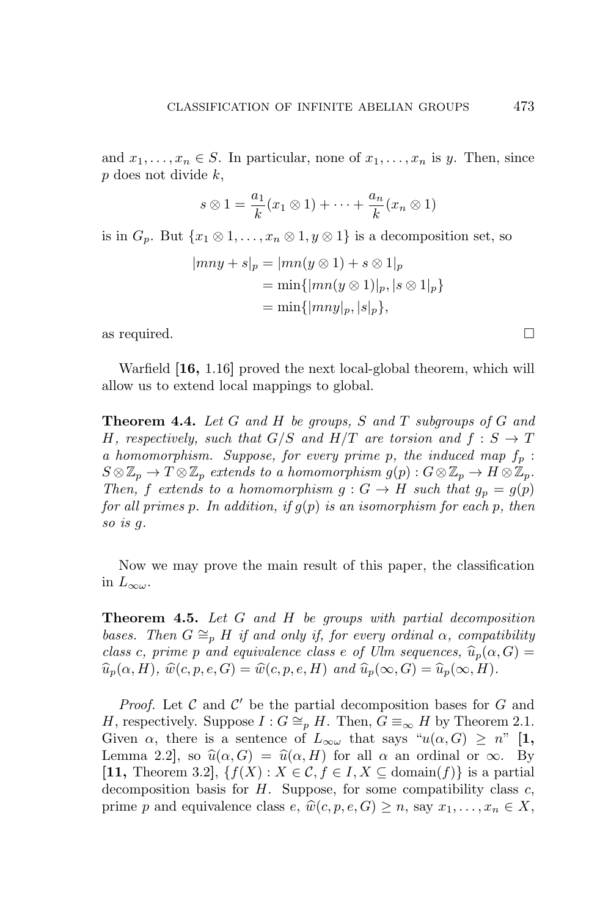and $x_1, \dots, x_n \in S$. In particular, none of $x_1, \dots, x_n$ is $y$. Then, since $p$ does not divide $k$,

$$s \otimes 1 = \frac{a_1}{k}(x_1 \otimes 1) + \cdots + \frac{a_n}{k}(x_n \otimes 1)$$

is in $G_p$. But $\{x_1 \otimes 1, \dots, x_n \otimes 1, y \otimes 1\}$ is a decomposition set, so

$$\begin{aligned} |mny + s|_p &= |mn(y \otimes 1) + s \otimes 1|_p \\ &= \min\{|mn(y \otimes 1)|_p, |s \otimes 1|_p\} \\ &= \min\{|mny|_p, |s|_p\}, \end{aligned}$$

as required. □

Warfield [**16,** 1.16] proved the next local-global theorem, which will allow us to extend local mappings to global.

**Theorem 4.4.** *Let $G$ and $H$ be groups, $S$ and $T$ subgroups of $G$ and $H$, respectively, such that $G/S$ and $H/T$ are torsion and $f : S \to T$ a homomorphism. Suppose, for every prime $p$, the induced map $f_p : S \otimes \mathbb{Z}_p \to T \otimes \mathbb{Z}_p$ extends to a homomorphism $g(p) : G \otimes \mathbb{Z}_p \to H \otimes \mathbb{Z}_p$. Then, $f$ extends to a homomorphism $g : G \to H$ such that $g_p = g(p)$ for all primes $p$. In addition, if $g(p)$ is an isomorphism for each $p$, then so is $g$.*

Now we may prove the main result of this paper, the classification in $L_{\infty\omega}$.

**Theorem 4.5.** *Let $G$ and $H$ be groups with partial decomposition bases. Then $G \cong_p H$ if and only if, for every ordinal $\alpha$, compatibility class $c$, prime $p$ and equivalence class $e$ of Ulm sequences, $\widehat{u}_p(\alpha, G) = \widehat{u}_p(\alpha, H)$, $\widehat{w}(c, p, e, G) = \widehat{w}(c, p, e, H)$ and $\widehat{u}_p(\infty, G) = \widehat{u}_p(\infty, H)$.*

*Proof.* Let $\mathcal{C}$ and $\mathcal{C}'$ be the partial decomposition bases for $G$ and $H$, respectively. Suppose $I : G \cong_p H$. Then, $G \equiv_\infty H$ by Theorem 2.1. Given $\alpha$, there is a sentence of $L_{\infty\omega}$ that says "$u(\alpha, G) \geq n$" [**1,** Lemma 2.2], so $\widehat{u}(\alpha, G) = \widehat{u}(\alpha, H)$ for all $\alpha$ an ordinal or $\infty$. By [**11,** Theorem 3.2], $\{f(X) : X \in \mathcal{C}, f \in I, X \subseteq \text{domain}(f)\}$ is a partial decomposition basis for $H$. Suppose, for some compatibility class $c$, prime $p$ and equivalence class $e$, $\widehat{w}(c, p, e, G) \geq n$, say $x_1, \dots, x_n \in X$,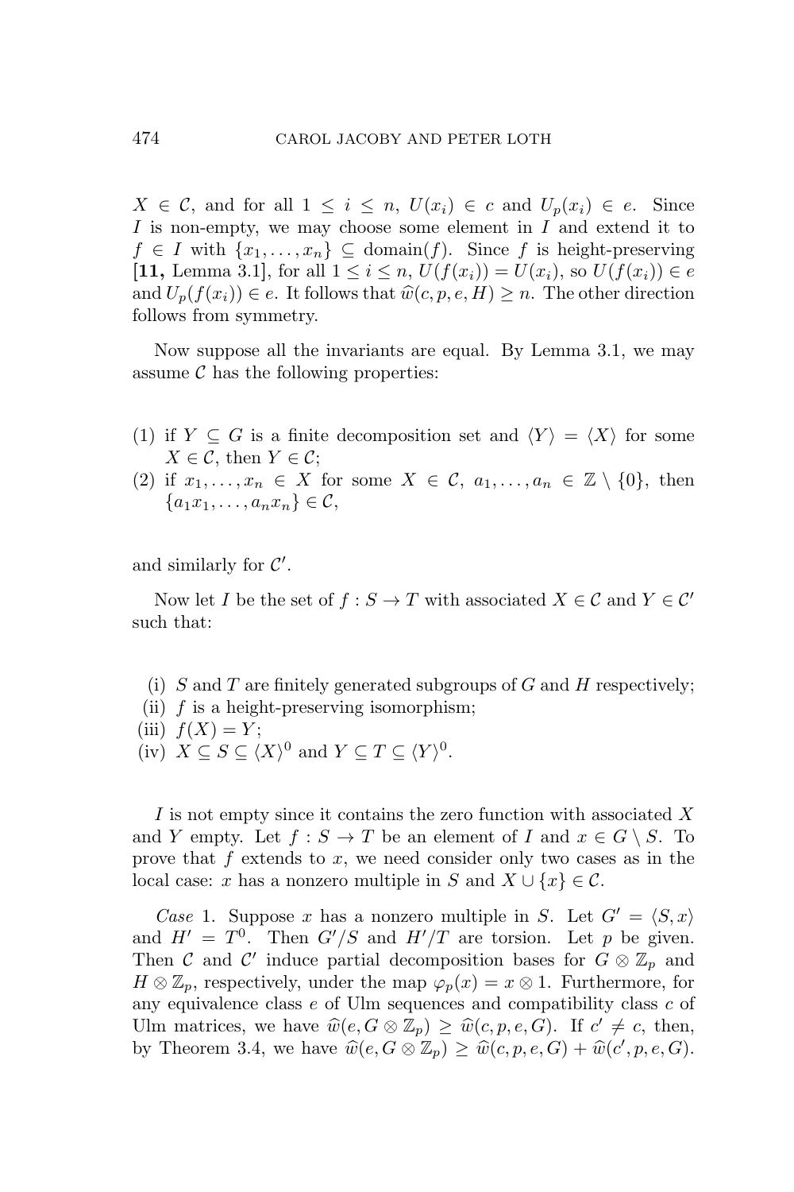$X \in \mathcal{C}$, and for all $1 \leq i \leq n$, $U(x_i) \in c$ and $U_p(x_i) \in e$. Since $I$ is non-empty, we may choose some element in $I$ and extend it to $f \in I$ with $\{x_1, \ldots, x_n\} \subseteq \text{domain}(f)$. Since $f$ is height-preserving **[11,** Lemma 3.1], for all $1 \leq i \leq n$, $U(f(x_i)) = U(x_i)$, so $U(f(x_i)) \in e$ and $U_p(f(x_i)) \in e$. It follows that $\widehat{w}(c, p, e, H) \geq n$. The other direction follows from symmetry.

Now suppose all the invariants are equal. By Lemma 3.1, we may assume $\mathcal{C}$ has the following properties:

(1) if $Y \subseteq G$ is a finite decomposition set and $\langle Y \rangle = \langle X \rangle$ for some $X \in \mathcal{C}$, then $Y \in \mathcal{C}$;
(2) if $x_1, \ldots, x_n \in X$ for some $X \in \mathcal{C}$, $a_1, \ldots, a_n \in \mathbb{Z} \setminus \{0\}$, then $\{a_1 x_1, \ldots, a_n x_n\} \in \mathcal{C}$,

and similarly for $\mathcal{C}'$.

Now let $I$ be the set of $f : S \to T$ with associated $X \in \mathcal{C}$ and $Y \in \mathcal{C}'$ such that:

(i) $S$ and $T$ are finitely generated subgroups of $G$ and $H$ respectively;
(ii) $f$ is a height-preserving isomorphism;
(iii) $f(X) = Y$;
(iv) $X \subseteq S \subseteq \langle X \rangle^0$ and $Y \subseteq T \subseteq \langle Y \rangle^0$.

$I$ is not empty since it contains the zero function with associated $X$ and $Y$ empty. Let $f : S \to T$ be an element of $I$ and $x \in G \setminus S$. To prove that $f$ extends to $x$, we need consider only two cases as in the local case: $x$ has a nonzero multiple in $S$ and $X \cup \{x\} \in \mathcal{C}$.

*Case* 1. Suppose $x$ has a nonzero multiple in $S$. Let $G' = \langle S, x \rangle$ and $H' = T^0$. Then $G'/S$ and $H'/T$ are torsion. Let $p$ be given. Then $\mathcal{C}$ and $\mathcal{C}'$ induce partial decomposition bases for $G \otimes \mathbb{Z}_p$ and $H \otimes \mathbb{Z}_p$, respectively, under the map $\varphi_p(x) = x \otimes 1$. Furthermore, for any equivalence class $e$ of Ulm sequences and compatibility class $c$ of Ulm matrices, we have $\widehat{w}(e, G \otimes \mathbb{Z}_p) \geq \widehat{w}(c, p, e, G)$. If $c' \neq c$, then, by Theorem 3.4, we have $\widehat{w}(e, G \otimes \mathbb{Z}_p) \geq \widehat{w}(c, p, e, G) + \widehat{w}(c', p, e, G)$.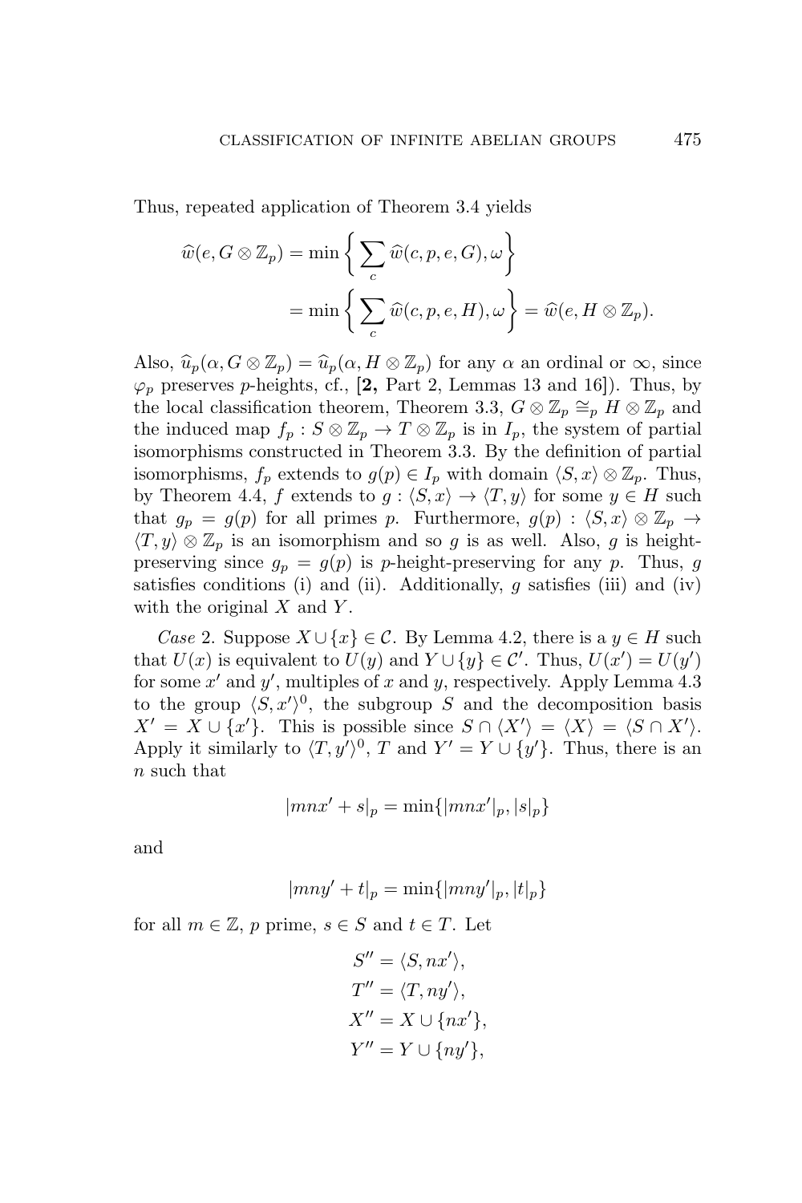Thus, repeated application of Theorem 3.4 yields

$$\widehat{w}(e, G \otimes \mathbb{Z}_p) = \min\left\{ \sum_c \widehat{w}(c, p, e, G), \omega \right\}$$
$$= \min\left\{ \sum_c \widehat{w}(c, p, e, H), \omega \right\} = \widehat{w}(e, H \otimes \mathbb{Z}_p).$$

Also, $\widehat{u}_p(\alpha, G \otimes \mathbb{Z}_p) = \widehat{u}_p(\alpha, H \otimes \mathbb{Z}_p)$ for any $\alpha$ an ordinal or $\infty$, since $\varphi_p$ preserves $p$-heights, cf., [**2,** Part 2, Lemmas 13 and 16]). Thus, by the local classification theorem, Theorem 3.3, $G \otimes \mathbb{Z}_p \cong_p H \otimes \mathbb{Z}_p$ and the induced map $f_p : S \otimes \mathbb{Z}_p \to T \otimes \mathbb{Z}_p$ is in $I_p$, the system of partial isomorphisms constructed in Theorem 3.3. By the definition of partial isomorphisms, $f_p$ extends to $g(p) \in I_p$ with domain $\langle S, x\rangle \otimes \mathbb{Z}_p$. Thus, by Theorem 4.4, $f$ extends to $g : \langle S, x\rangle \to \langle T, y\rangle$ for some $y \in H$ such that $g_p = g(p)$ for all primes $p$. Furthermore, $g(p) : \langle S, x\rangle \otimes \mathbb{Z}_p \to \langle T, y\rangle \otimes \mathbb{Z}_p$ is an isomorphism and so $g$ is as well. Also, $g$ is height-preserving since $g_p = g(p)$ is $p$-height-preserving for any $p$. Thus, $g$ satisfies conditions (i) and (ii). Additionally, $g$ satisfies (iii) and (iv) with the original $X$ and $Y$.

*Case* 2. Suppose $X \cup \{x\} \in \mathcal{C}$. By Lemma 4.2, there is a $y \in H$ such that $U(x)$ is equivalent to $U(y)$ and $Y \cup \{y\} \in \mathcal{C}'$. Thus, $U(x') = U(y')$ for some $x'$ and $y'$, multiples of $x$ and $y$, respectively. Apply Lemma 4.3 to the group $\langle S, x'\rangle^0$, the subgroup $S$ and the decomposition basis $X' = X \cup \{x'\}$. This is possible since $S \cap \langle X'\rangle = \langle X\rangle = \langle S \cap X'\rangle$. Apply it similarly to $\langle T, y'\rangle^0$, $T$ and $Y' = Y \cup \{y'\}$. Thus, there is an $n$ such that

$$|mnx' + s|_p = \min\{|mnx'|_p, |s|_p\}$$

and

$$|mny' + t|_p = \min\{|mny'|_p, |t|_p\}$$

for all $m \in \mathbb{Z}$, $p$ prime, $s \in S$ and $t \in T$. Let

$$S'' = \langle S, nx'\rangle,$$
$$T'' = \langle T, ny'\rangle,$$
$$X'' = X \cup \{nx'\},$$
$$Y'' = Y \cup \{ny'\},$$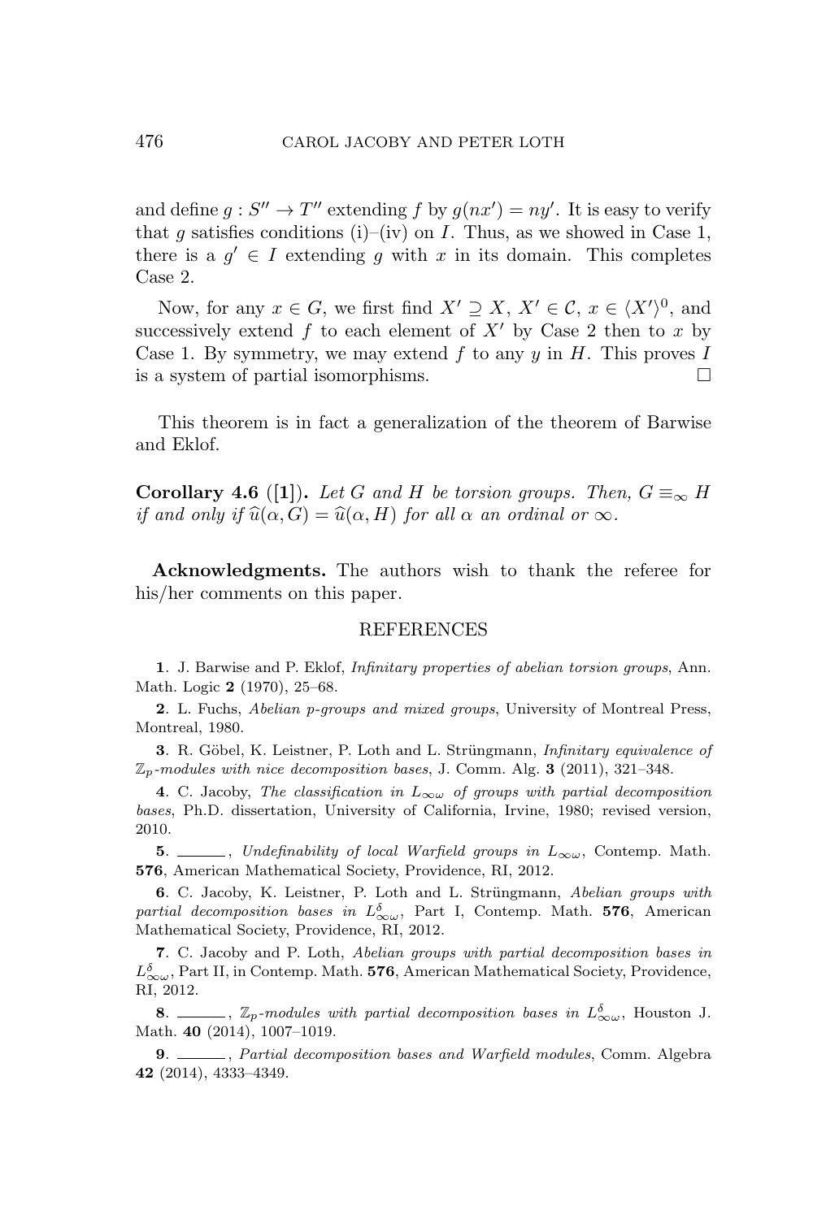and define $g : S'' \to T''$ extending $f$ by $g(nx') = ny'$. It is easy to verify that $g$ satisfies conditions (i)–(iv) on $I$. Thus, as we showed in Case 1, there is a $g' \in I$ extending $g$ with $x$ in its domain. This completes Case 2.

Now, for any $x \in G$, we first find $X' \supseteq X$, $X' \in \mathcal{C}$, $x \in \langle X' \rangle^0$, and successively extend $f$ to each element of $X'$ by Case 2 then to $x$ by Case 1. By symmetry, we may extend $f$ to any $y$ in $H$. This proves $I$ is a system of partial isomorphisms. $\square$

This theorem is in fact a generalization of the theorem of Barwise and Eklof.

**Corollary 4.6** ([**1**]). *Let $G$ and $H$ be torsion groups. Then, $G \equiv_\infty H$ if and only if $\widehat{u}(\alpha, G) = \widehat{u}(\alpha, H)$ for all $\alpha$ an ordinal or $\infty$.*

**Acknowledgments.** The authors wish to thank the referee for his/her comments on this paper.

## REFERENCES

**1**. J. Barwise and P. Eklof, *Infinitary properties of abelian torsion groups*, Ann. Math. Logic **2** (1970), 25–68.

**2**. L. Fuchs, *Abelian p-groups and mixed groups*, University of Montreal Press, Montreal, 1980.

**3**. R. Göbel, K. Leistner, P. Loth and L. Strüngmann, *Infinitary equivalence of $\mathbb{Z}_p$-modules with nice decomposition bases*, J. Comm. Alg. **3** (2011), 321–348.

**4**. C. Jacoby, *The classification in $L_{\infty\omega}$ of groups with partial decomposition bases*, Ph.D. dissertation, University of California, Irvine, 1980; revised version, 2010.

**5**. ______, *Undefinability of local Warfield groups in $L_{\infty\omega}$*, Contemp. Math. **576**, American Mathematical Society, Providence, RI, 2012.

**6**. C. Jacoby, K. Leistner, P. Loth and L. Strüngmann, *Abelian groups with partial decomposition bases in $L^\delta_{\infty\omega}$*, Part I, Contemp. Math. **576**, American Mathematical Society, Providence, RI, 2012.

**7**. C. Jacoby and P. Loth, *Abelian groups with partial decomposition bases in $L^\delta_{\infty\omega}$*, Part II, in Contemp. Math. **576**, American Mathematical Society, Providence, RI, 2012.

**8**. ______, *$\mathbb{Z}_p$-modules with partial decomposition bases in $L^\delta_{\infty\omega}$*, Houston J. Math. **40** (2014), 1007–1019.

**9**. ______, *Partial decomposition bases and Warfield modules*, Comm. Algebra **42** (2014), 4333–4349.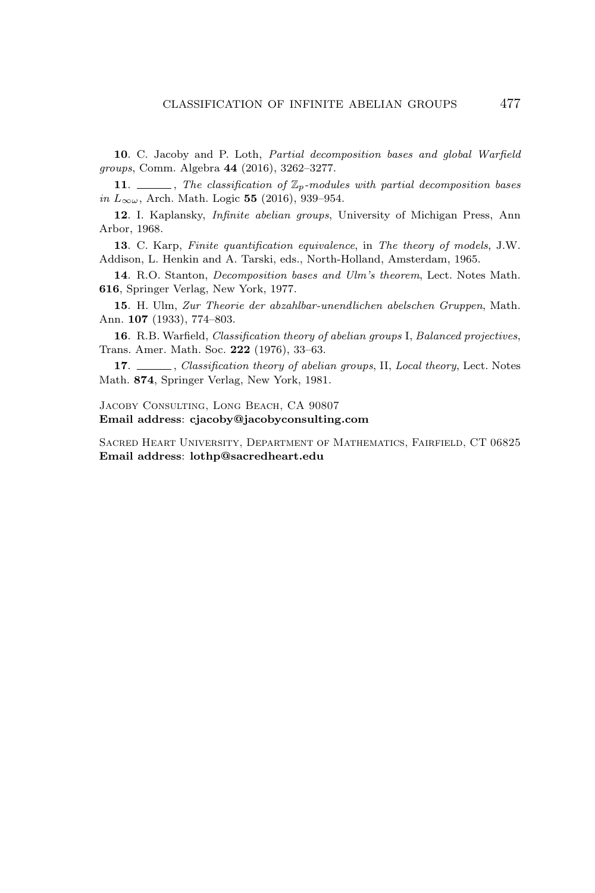**10**. C. Jacoby and P. Loth, *Partial decomposition bases and global Warfield groups*, Comm. Algebra **44** (2016), 3262–3277.

**11**. ______ , *The classification of $\mathbb{Z}_p$-modules with partial decomposition bases in $L_{\infty\omega}$*, Arch. Math. Logic **55** (2016), 939–954.

**12**. I. Kaplansky, *Infinite abelian groups*, University of Michigan Press, Ann Arbor, 1968.

**13**. C. Karp, *Finite quantification equivalence*, in *The theory of models*, J.W. Addison, L. Henkin and A. Tarski, eds., North-Holland, Amsterdam, 1965.

**14**. R.O. Stanton, *Decomposition bases and Ulm's theorem*, Lect. Notes Math. **616**, Springer Verlag, New York, 1977.

**15**. H. Ulm, *Zur Theorie der abzahlbar-unendlichen abelschen Gruppen*, Math. Ann. **107** (1933), 774–803.

**16**. R.B. Warfield, *Classification theory of abelian groups* I, *Balanced projectives*, Trans. Amer. Math. Soc. **222** (1976), 33–63.

**17**. ______ , *Classification theory of abelian groups*, II, *Local theory*, Lect. Notes Math. **874**, Springer Verlag, New York, 1981.

Jacoby Consulting, Long Beach, CA 90807
**Email address**: **cjacoby@jacobyconsulting.com**

Sacred Heart University, Department of Mathematics, Fairfield, CT 06825
**Email address**: **lothp@sacredheart.edu**